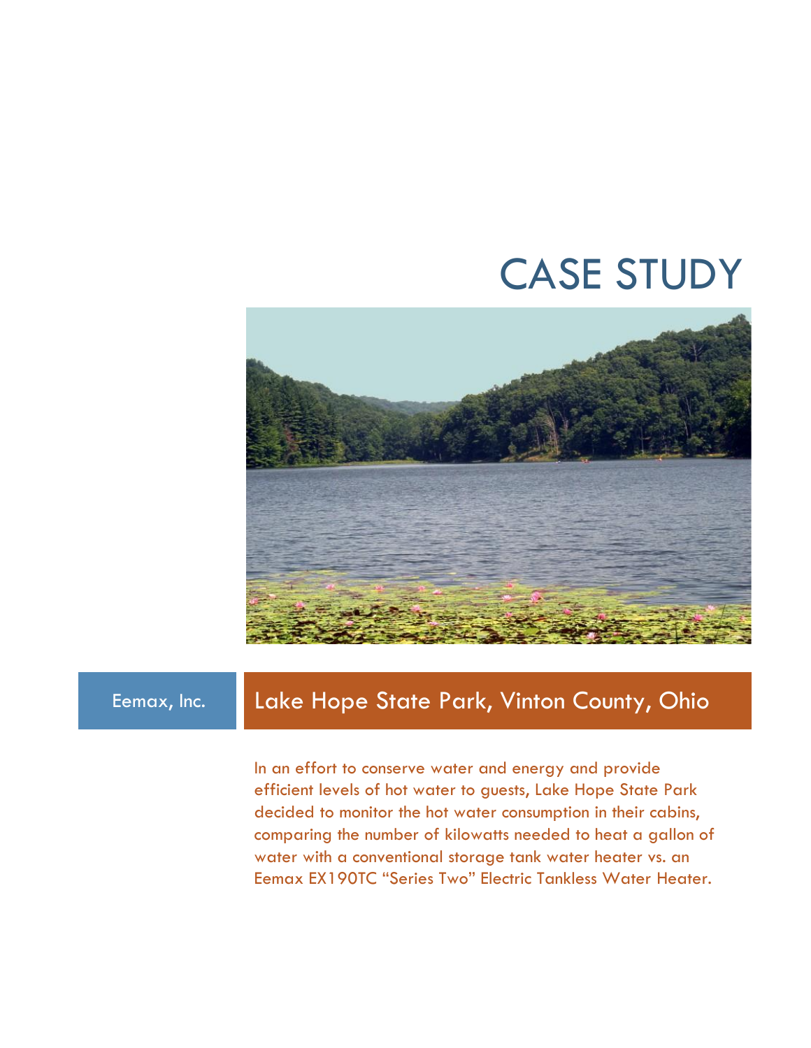# CASE STUDY

Eemax, Inc.

## Lake Hope State Park, Vinton County, Ohio

In an effort to conserve water and energy and provide efficient levels of hot water to guests, Lake Hope State Park decided to monitor the hot water consumption in their cabins, comparing the number of kilowatts needed to heat a gallon of water with a conventional storage tank water heater vs. an Eemax EX190TC "Series Two" Electric Tankless Water Heater.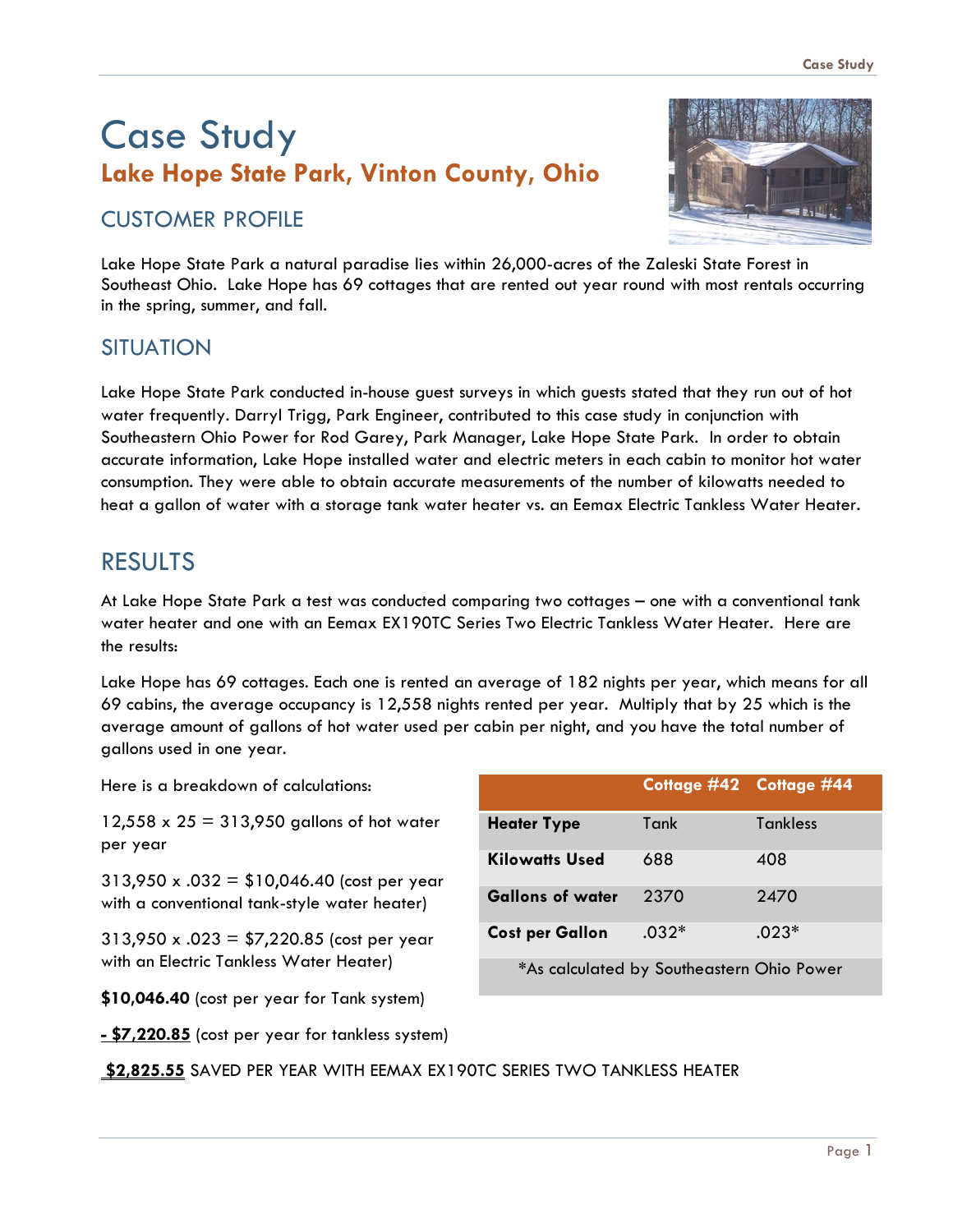# Case Study

## Lake Hope State Park, Vinton County, Ohio

## CUSTOMER PROFILE

Lake Hope State Park a natural paradise lies within 26,000-acres of the Zaleski State Forest in Southeast Ohio. Lake Hope has 69 cottages that are rented out year round with most rentals occurring in the spring, summer, and fall.

## SITUATION

Lake Hope State Park conducted in-house guest surveys in which guests stated that they run out of hot water frequently. Darryl Trigg, Park Engineer, contributed to this case study in conjunction with Southeastern Ohio Power for Rod Garey, Park Manager, Lake Hope State Park. In order to obtain accurate information, Lake Hope installed water and electric meters in each cabin to monitor hot water consumption. They were able to obtain accurate measurements of the number of kilowatts needed to heat a gallon of water with a storage tank water heater vs. an Eemax Electric Tankless Water Heater.

## RESULTS

At Lake Hope State Park a test was conducted comparing two cottages – one with a conventional tank water heater and one with an Eemax EX190TC Series Two Electric Tankless Water Heater. Here are the results:

Lake Hope has 69 cottages. Each one is rented an average of 182 nights per year, which means for all 69 cabins, the average occupancy is 12,558 nights rented per year. Multiply that by 25 which is the average amount of gallons of hot water used per cabin per night, and you have the total number of gallons used in one year.

Here is a breakdown of calculations:

12,558 x 25 = 313,950 gallons of hot water per year

313,950 x .032 = $10,046.40 (cost per year with a conventional tank-style water heater)

313,950 x .023 = $7,220.85 (cost per year with an Electric Tankless Water Heater)

**$10,046.40** (cost per year for Tank system)

**- $7,220.85** (cost per year for tankless system)

**$2,825.55** SAVED PER YEAR WITH EEMAX EX190TC SERIES TWO TANKLESS HEATER

| | Cottage #42 | Cottage #44 |
|---|---|---|
| **Heater Type** | Tank | Tankless |
| **Kilowatts Used** | 688 | 408 |
| **Gallons of water** | 2370 | 2470 |
| **Cost per Gallon** | .032* | .023* |

*As calculated by Southeastern Ohio Power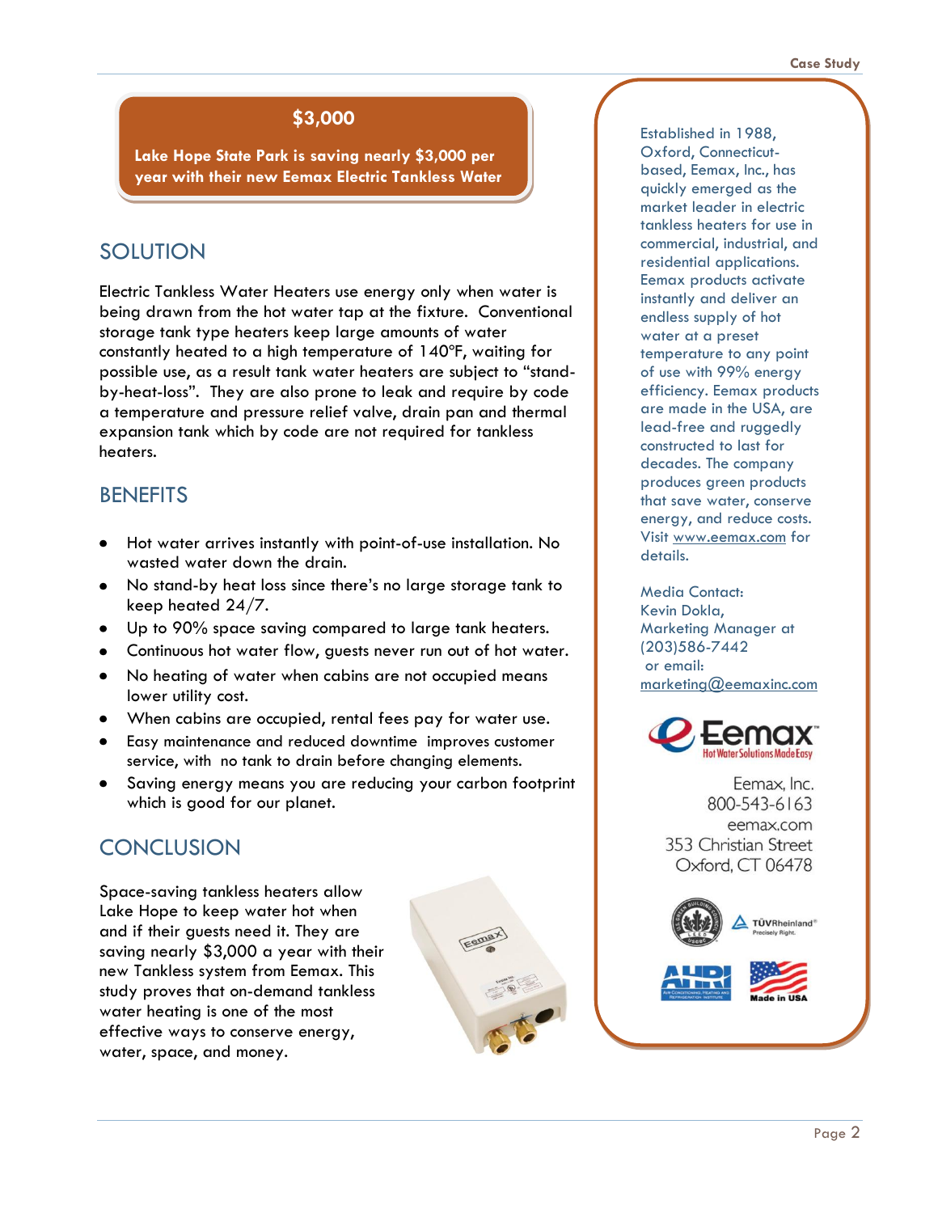**$3,000**

**Lake Hope State Park is saving nearly $3,000 per year with their new Eemax Electric Tankless Water**

## SOLUTION

Electric Tankless Water Heaters use energy only when water is being drawn from the hot water tap at the fixture. Conventional storage tank type heaters keep large amounts of water constantly heated to a high temperature of 140°F, waiting for possible use, as a result tank water heaters are subject to "stand-by-heat-loss". They are also prone to leak and require by code a temperature and pressure relief valve, drain pan and thermal expansion tank which by code are not required for tankless heaters.

## BENEFITS

- Hot water arrives instantly with point-of-use installation. No wasted water down the drain.
- No stand-by heat loss since there's no large storage tank to keep heated 24/7.
- Up to 90% space saving compared to large tank heaters.
- Continuous hot water flow, guests never run out of hot water.
- No heating of water when cabins are not occupied means lower utility cost.
- When cabins are occupied, rental fees pay for water use.
- Easy maintenance and reduced downtime improves customer service, with no tank to drain before changing elements.
- Saving energy means you are reducing your carbon footprint which is good for our planet.

## CONCLUSION

Space-saving tankless heaters allow Lake Hope to keep water hot when and if their guests need it. They are saving nearly $3,000 a year with their new Tankless system from Eemax. This study proves that on-demand tankless water heating is one of the most effective ways to conserve energy, water, space, and money.

Established in 1988, Oxford, Connecticut-based, Eemax, Inc., has quickly emerged as the market leader in electric tankless heaters for use in commercial, industrial, and residential applications. Eemax products activate instantly and deliver an endless supply of hot water at a preset temperature to any point of use with 99% energy efficiency. Eemax products are made in the USA, are lead-free and ruggedly constructed to last for decades. The company produces green products that save water, conserve energy, and reduce costs. Visit www.eemax.com for details.

Media Contact:
Kevin Dokla,
Marketing Manager at
(203)586-7442
or email:
marketing@eemaxinc.com

Eemax
Hot Water Solutions Made Easy

Eemax, Inc.
800-543-6163
eemax.com
353 Christian Street
Oxford, CT 06478

TÜVRheinland® Precisely Right.

AHRI

Made in USA